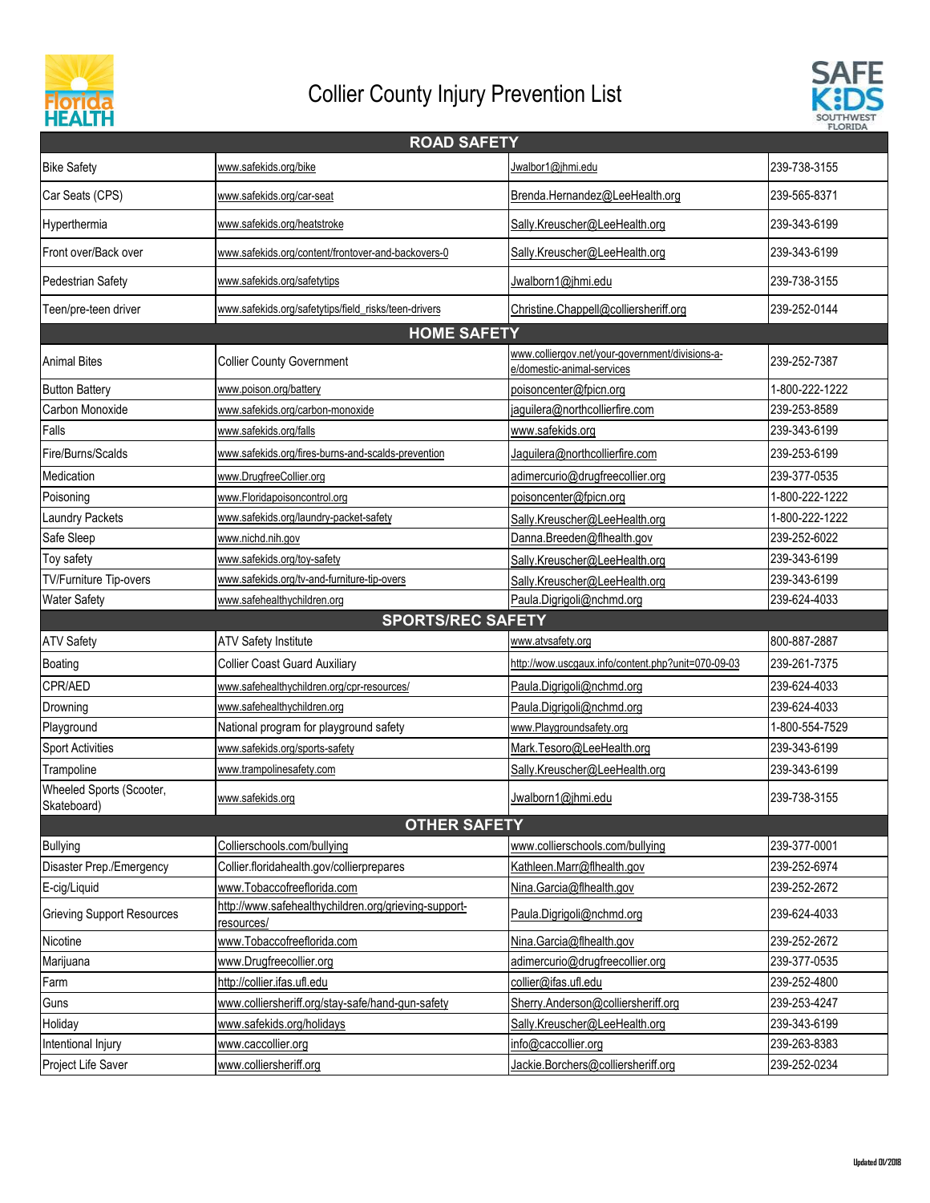# Collier County Injury Prevention List

| ROAD SAFETY | | | |
|---|---|---|---|
| Bike Safety | www.safekids.org/bike | Jwalbor1@jhmi.edu | 239-738-3155 |
| Car Seats (CPS) | www.safekids.org/car-seat | Brenda.Hernandez@LeeHealth.org | 239-565-8371 |
| Hyperthermia | www.safekids.org/heatstroke | Sally.Kreuscher@LeeHealth.org | 239-343-6199 |
| Front over/Back over | www.safekids.org/content/frontover-and-backovers-0 | Sally.Kreuscher@LeeHealth.org | 239-343-6199 |
| Pedestrian Safety | www.safekids.org/safetytips | Jwalborn1@jhmi.edu | 239-738-3155 |
| Teen/pre-teen driver | www.safekids.org/safetytips/field_risks/teen-drivers | Christine.Chappell@colliersheriff.org | 239-252-0144 |
| **HOME SAFETY** | | | |
| Animal Bites | Collier County Government | www.colliergov.net/your-government/divisions-a-e/domestic-animal-services | 239-252-7387 |
| Button Battery | www.poison.org/battery | poisoncenter@fpicn.org | 1-800-222-1222 |
| Carbon Monoxide | www.safekids.org/carbon-monoxide | jaguilera@northcollierfire.com | 239-253-8589 |
| Falls | www.safekids.org/falls | www.safekids.org | 239-343-6199 |
| Fire/Burns/Scalds | www.safekids.org/fires-burns-and-scalds-prevention | Jaguilera@northcollierfire.com | 239-253-6199 |
| Medication | www.DrugfreeCollier.org | adimercurio@drugfreecollier.org | 239-377-0535 |
| Poisoning | www.Floridapoisoncontrol.org | poisoncenter@fpicn.org | 1-800-222-1222 |
| Laundry Packets | www.safekids.org/laundry-packet-safety | Sally.Kreuscher@LeeHealth.org | 1-800-222-1222 |
| Safe Sleep | www.nichd.nih.gov | Danna.Breeden@flhealth.gov | 239-252-6022 |
| Toy safety | www.safekids.org/toy-safety | Sally.Kreuscher@LeeHealth.org | 239-343-6199 |
| TV/Furniture Tip-overs | www.safekids.org/tv-and-furniture-tip-overs | Sally.Kreuscher@LeeHealth.org | 239-343-6199 |
| Water Safety | www.safehealthychildren.org | Paula.Digrigoli@nchmd.org | 239-624-4033 |
| **SPORTS/REC SAFETY** | | | |
| ATV Safety | ATV Safety Institute | www.atvsafety.org | 800-887-2887 |
| Boating | Collier Coast Guard Auxiliary | http://wow.uscgaux.info/content.php?unit=070-09-03 | 239-261-7375 |
| CPR/AED | www.safehealthychildren.org/cpr-resources/ | Paula.Digrigoli@nchmd.org | 239-624-4033 |
| Drowning | www.safehealthychildren.org | Paula.Digrigoli@nchmd.org | 239-624-4033 |
| Playground | National program for playground safety | www.Playgroundsafety.org | 1-800-554-7529 |
| Sport Activities | www.safekids.org/sports-safety | Mark.Tesoro@LeeHealth.org | 239-343-6199 |
| Trampoline | www.trampolinesafety.com | Sally.Kreuscher@LeeHealth.org | 239-343-6199 |
| Wheeled Sports (Scooter, Skateboard) | www.safekids.org | Jwalborn1@jhmi.edu | 239-738-3155 |
| **OTHER SAFETY** | | | |
| Bullying | Collierschools.com/bullying | www.collierschools.com/bullying | 239-377-0001 |
| Disaster Prep./Emergency | Collier.floridahealth.gov/collierprepares | Kathleen.Marr@flhealth.gov | 239-252-6974 |
| E-cig/Liquid | www.Tobaccofreeflorida.com | Nina.Garcia@flhealth.gov | 239-252-2672 |
| Grieving Support Resources | http://www.safehealthychildren.org/grieving-support-resources/ | Paula.Digrigoli@nchmd.org | 239-624-4033 |
| Nicotine | www.Tobaccofreeflorida.com | Nina.Garcia@flhealth.gov | 239-252-2672 |
| Marijuana | www.Drugfreecollier.org | adimercurio@drugfreecollier.org | 239-377-0535 |
| Farm | http://collier.ifas.ufl.edu | collier@ifas.ufl.edu | 239-252-4800 |
| Guns | www.colliersheriff.org/stay-safe/hand-gun-safety | Sherry.Anderson@colliersheriff.org | 239-253-4247 |
| Holiday | www.safekids.org/holidays | Sally.Kreuscher@LeeHealth.org | 239-343-6199 |
| Intentional Injury | www.caccollier.org | info@caccollier.org | 239-263-8383 |
| Project Life Saver | www.colliersheriff.org | Jackie.Borchers@colliersheriff.org | 239-252-0234 |

Updated 01/2018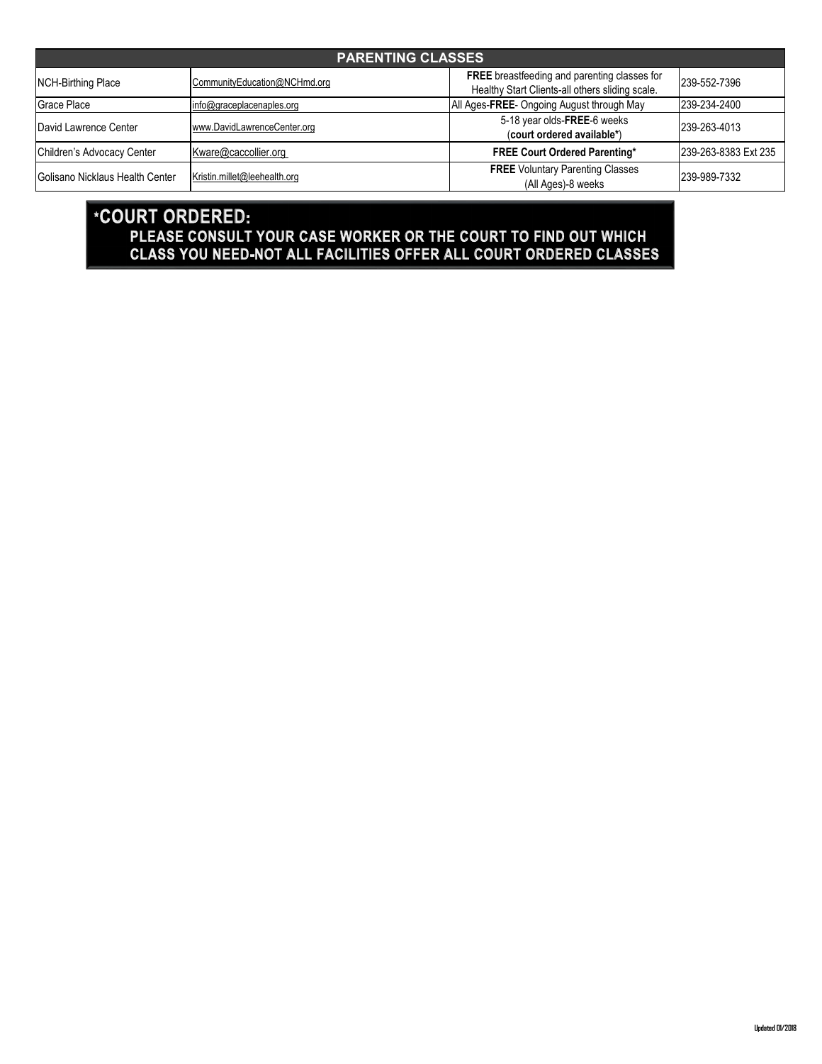| PARENTING CLASSES | | | |
|---|---|---|---|
| NCH-Birthing Place | CommunityEducation@NCHmd.org | **FREE** breastfeeding and parenting classes for Healthy Start Clients-all others sliding scale. | 239-552-7396 |
| Grace Place | info@graceplacenaples.org | All Ages-**FREE**- Ongoing August through May | 239-234-2400 |
| David Lawrence Center | www.DavidLawrenceCenter.org | 5-18 year olds-**FREE**-6 weeks (**court ordered available***) | 239-263-4013 |
| Children's Advocacy Center | Kware@caccollier.org | **FREE Court Ordered Parenting*** | 239-263-8383 Ext 235 |
| Golisano Nicklaus Health Center | Kristin.millet@leehealth.org | **FREE** Voluntary Parenting Classes (All Ages)-8 weeks | 239-989-7332 |

**\*COURT ORDERED:**
**PLEASE CONSULT YOUR CASE WORKER OR THE COURT TO FIND OUT WHICH CLASS YOU NEED-NOT ALL FACILITIES OFFER ALL COURT ORDERED CLASSES**

Updated 01/2018